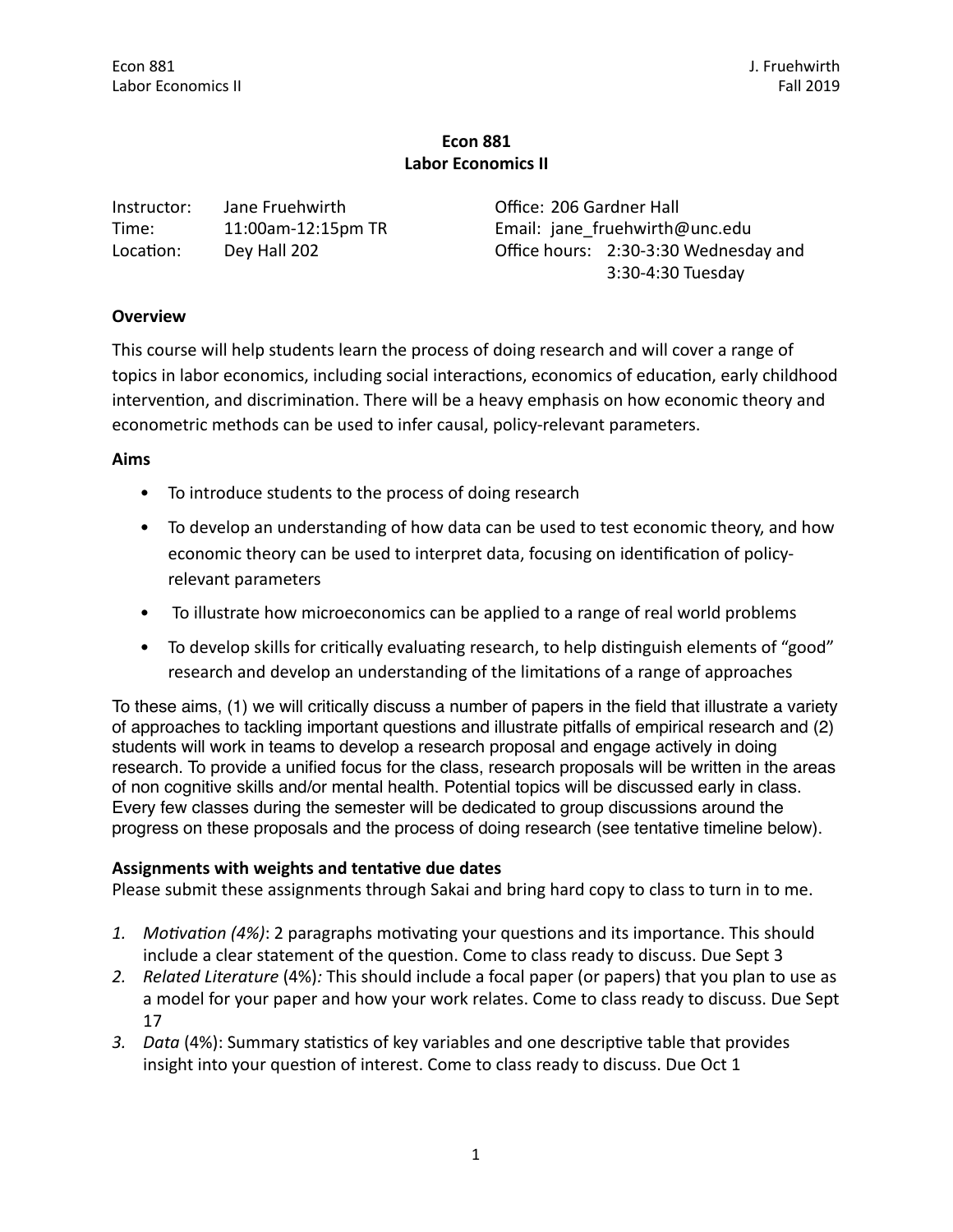# Econ 881
## Labor Economics II

| | | | |
|---|---|---|---|
| Instructor: | Jane Fruehwirth | Office: | 206 Gardner Hall |
| Time: | 11:00am-12:15pm TR | Email: | jane_fruehwirth@unc.edu |
| Location: | Dey Hall 202 | Office hours: | 2:30-3:30 Wednesday and 3:30-4:30 Tuesday |

### Overview

This course will help students learn the process of doing research and will cover a range of topics in labor economics, including social interactions, economics of education, early childhood intervention, and discrimination. There will be a heavy emphasis on how economic theory and econometric methods can be used to infer causal, policy-relevant parameters.

### Aims

- To introduce students to the process of doing research
- To develop an understanding of how data can be used to test economic theory, and how economic theory can be used to interpret data, focusing on identification of policy-relevant parameters
- To illustrate how microeconomics can be applied to a range of real world problems
- To develop skills for critically evaluating research, to help distinguish elements of "good" research and develop an understanding of the limitations of a range of approaches

To these aims, (1) we will critically discuss a number of papers in the field that illustrate a variety of approaches to tackling important questions and illustrate pitfalls of empirical research and (2) students will work in teams to develop a research proposal and engage actively in doing research. To provide a unified focus for the class, research proposals will be written in the areas of non cognitive skills and/or mental health. Potential topics will be discussed early in class. Every few classes during the semester will be dedicated to group discussions around the progress on these proposals and the process of doing research (see tentative timeline below).

### Assignments with weights and tentative due dates

Please submit these assignments through Sakai and bring hard copy to class to turn in to me.

1. *Motivation (4%)*: 2 paragraphs motivating your questions and its importance. This should include a clear statement of the question. Come to class ready to discuss. Due Sept 3
2. *Related Literature* (4%)*:* This should include a focal paper (or papers) that you plan to use as a model for your paper and how your work relates. Come to class ready to discuss. Due Sept 17
3. *Data* (4%): Summary statistics of key variables and one descriptive table that provides insight into your question of interest. Come to class ready to discuss. Due Oct 1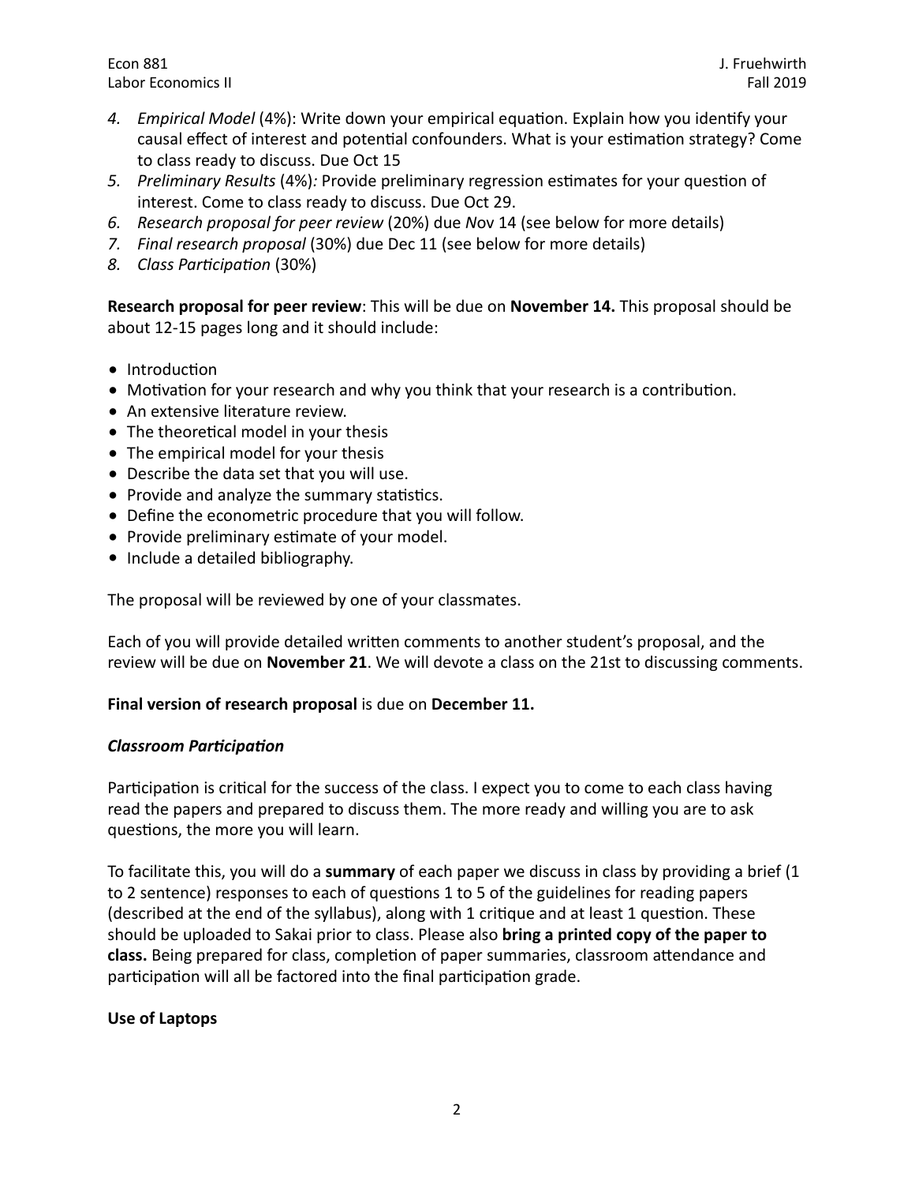4. *Empirical Model* (4%): Write down your empirical equation. Explain how you identify your causal effect of interest and potential confounders. What is your estimation strategy? Come to class ready to discuss. Due Oct 15
5. *Preliminary Results* (4%): Provide preliminary regression estimates for your question of interest. Come to class ready to discuss. Due Oct 29.
6. *Research proposal for peer review* (20%) due Nov 14 (see below for more details)
7. *Final research proposal* (30%) due Dec 11 (see below for more details)
8. *Class Participation* (30%)

**Research proposal for peer review**: This will be due on **November 14.** This proposal should be about 12-15 pages long and it should include:

- Introduction
- Motivation for your research and why you think that your research is a contribution.
- An extensive literature review.
- The theoretical model in your thesis
- The empirical model for your thesis
- Describe the data set that you will use.
- Provide and analyze the summary statistics.
- Define the econometric procedure that you will follow.
- Provide preliminary estimate of your model.
- Include a detailed bibliography.

The proposal will be reviewed by one of your classmates.

Each of you will provide detailed written comments to another student's proposal, and the review will be due on **November 21**. We will devote a class on the 21st to discussing comments.

**Final version of research proposal** is due on **December 11.**

***Classroom Participation***

Participation is critical for the success of the class. I expect you to come to each class having read the papers and prepared to discuss them. The more ready and willing you are to ask questions, the more you will learn.

To facilitate this, you will do a **summary** of each paper we discuss in class by providing a brief (1 to 2 sentence) responses to each of questions 1 to 5 of the guidelines for reading papers (described at the end of the syllabus), along with 1 critique and at least 1 question. These should be uploaded to Sakai prior to class. Please also **bring a printed copy of the paper to class.** Being prepared for class, completion of paper summaries, classroom attendance and participation will all be factored into the final participation grade.

**Use of Laptops**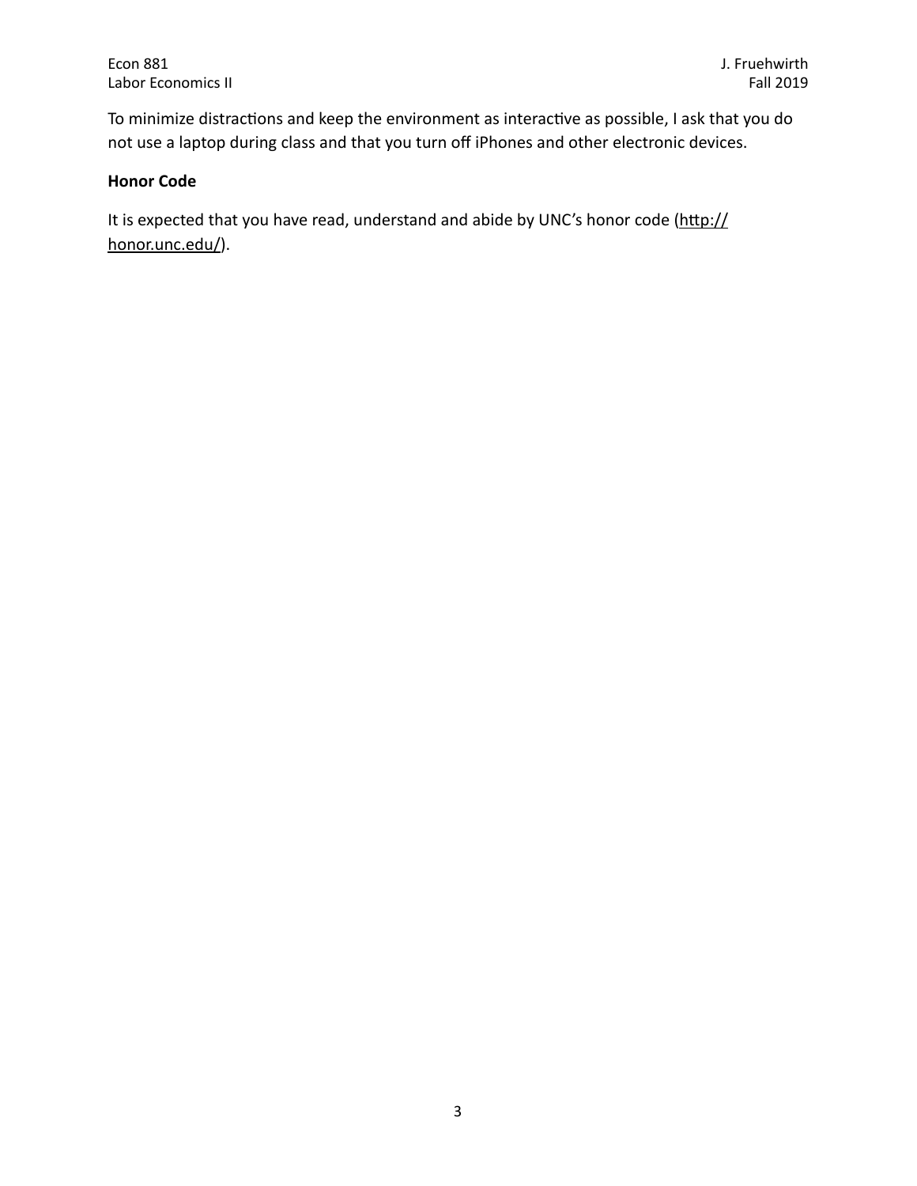To minimize distractions and keep the environment as interactive as possible, I ask that you do not use a laptop during class and that you turn off iPhones and other electronic devices.

**Honor Code**

It is expected that you have read, understand and abide by UNC's honor code (http://honor.unc.edu/).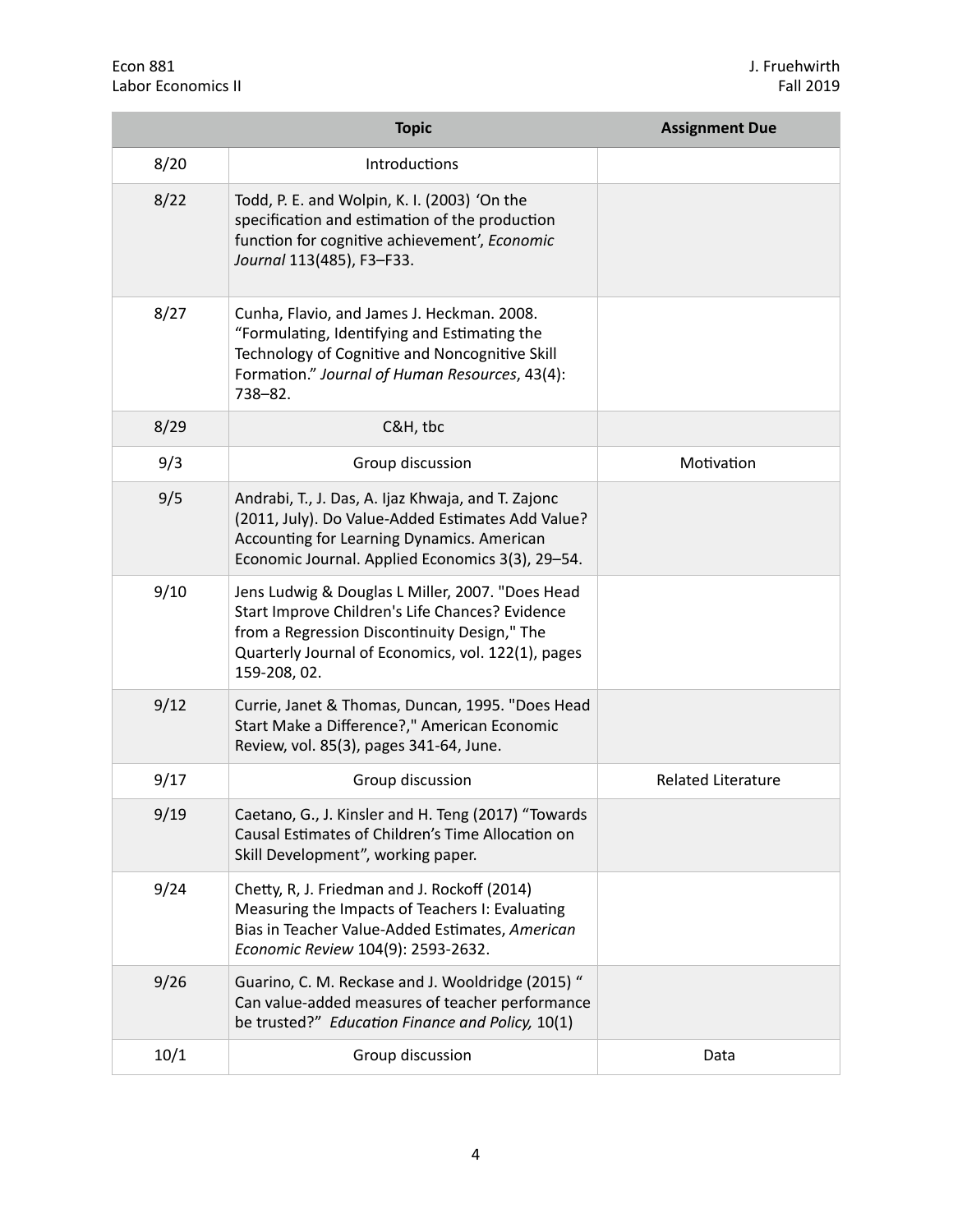|  | Topic | Assignment Due |
| --- | --- | --- |
| 8/20 | Introductions |  |
| 8/22 | Todd, P. E. and Wolpin, K. I. (2003) 'On the specification and estimation of the production function for cognitive achievement', *Economic Journal* 113(485), F3–F33. |  |
| 8/27 | Cunha, Flavio, and James J. Heckman. 2008. "Formulating, Identifying and Estimating the Technology of Cognitive and Noncognitive Skill Formation." *Journal of Human Resources*, 43(4): 738–82. |  |
| 8/29 | C&H, tbc |  |
| 9/3 | Group discussion | Motivation |
| 9/5 | Andrabi, T., J. Das, A. Ijaz Khwaja, and T. Zajonc (2011, July). Do Value-Added Estimates Add Value? Accounting for Learning Dynamics. American Economic Journal. Applied Economics 3(3), 29–54. |  |
| 9/10 | Jens Ludwig & Douglas L Miller, 2007. "Does Head Start Improve Children's Life Chances? Evidence from a Regression Discontinuity Design," The Quarterly Journal of Economics, vol. 122(1), pages 159-208, 02. |  |
| 9/12 | Currie, Janet & Thomas, Duncan, 1995. "Does Head Start Make a Difference?," American Economic Review, vol. 85(3), pages 341-64, June. |  |
| 9/17 | Group discussion | Related Literature |
| 9/19 | Caetano, G., J. Kinsler and H. Teng (2017) "Towards Causal Estimates of Children's Time Allocation on Skill Development", working paper. |  |
| 9/24 | Chetty, R, J. Friedman and J. Rockoff (2014) Measuring the Impacts of Teachers I: Evaluating Bias in Teacher Value-Added Estimates, *American Economic Review* 104(9): 2593-2632. |  |
| 9/26 | Guarino, C. M. Reckase and J. Wooldridge (2015) " Can value-added measures of teacher performance be trusted?" *Education Finance and Policy,* 10(1) |  |
| 10/1 | Group discussion | Data |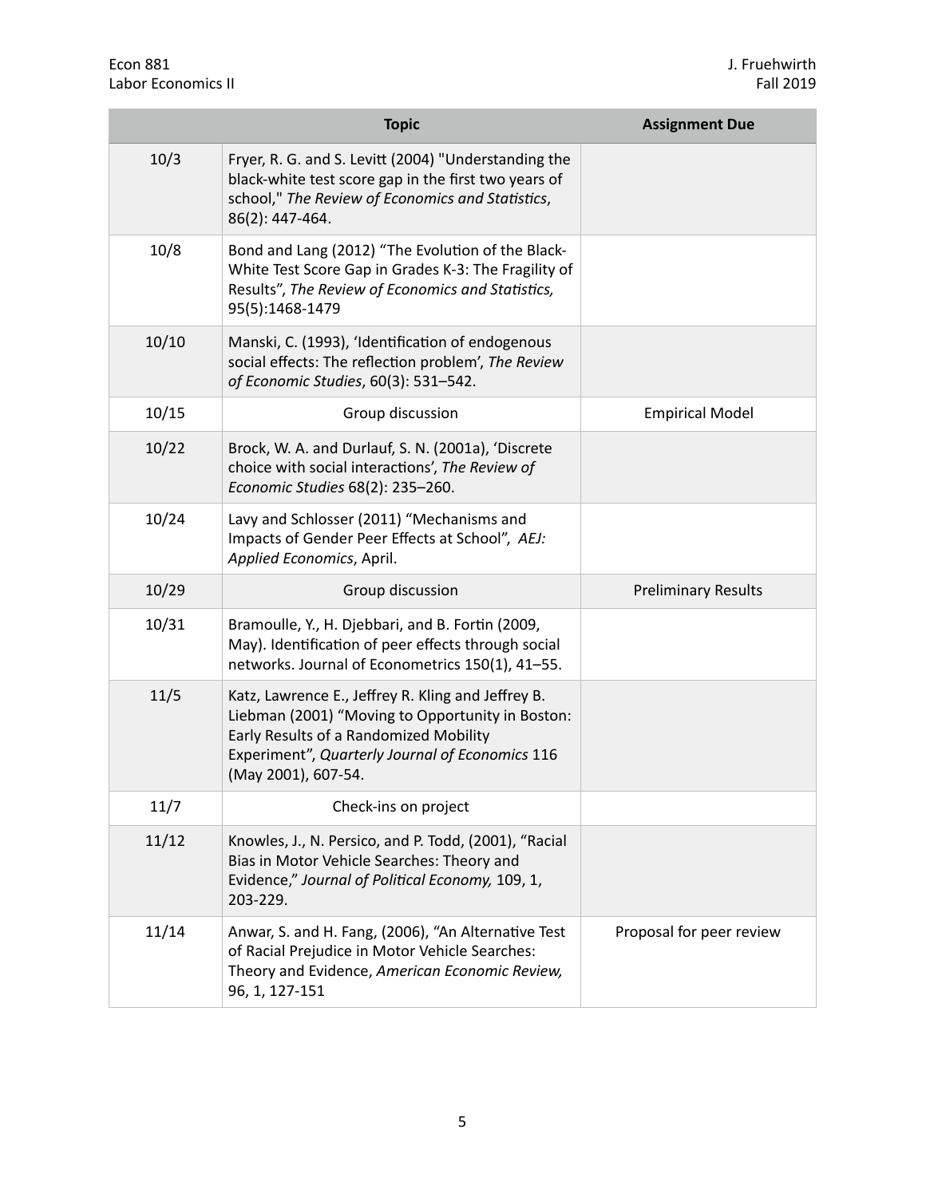| | Topic | Assignment Due |
|---|---|---|
| 10/3 | Fryer, R. G. and S. Levitt (2004) "Understanding the black-white test score gap in the first two years of school," *The Review of Economics and Statistics*, 86(2): 447-464. | |
| 10/8 | Bond and Lang (2012) "The Evolution of the Black-White Test Score Gap in Grades K-3: The Fragility of Results", *The Review of Economics and Statistics,* 95(5):1468-1479 | |
| 10/10 | Manski, C. (1993), 'Identification of endogenous social effects: The reflection problem', *The Review of Economic Studies*, 60(3): 531–542. | |
| 10/15 | Group discussion | Empirical Model |
| 10/22 | Brock, W. A. and Durlauf, S. N. (2001a), 'Discrete choice with social interactions', *The Review of Economic Studies* 68(2): 235–260. | |
| 10/24 | Lavy and Schlosser (2011) "Mechanisms and Impacts of Gender Peer Effects at School", *AEJ: Applied Economics*, April. | |
| 10/29 | Group discussion | Preliminary Results |
| 10/31 | Bramoulle, Y., H. Djebbari, and B. Fortin (2009, May). Identification of peer effects through social networks. Journal of Econometrics 150(1), 41–55. | |
| 11/5 | Katz, Lawrence E., Jeffrey R. Kling and Jeffrey B. Liebman (2001) "Moving to Opportunity in Boston: Early Results of a Randomized Mobility Experiment", *Quarterly Journal of Economics* 116 (May 2001), 607-54. | |
| 11/7 | Check-ins on project | |
| 11/12 | Knowles, J., N. Persico, and P. Todd, (2001), "Racial Bias in Motor Vehicle Searches: Theory and Evidence," *Journal of Political Economy,* 109, 1, 203-229. | |
| 11/14 | Anwar, S. and H. Fang, (2006), "An Alternative Test of Racial Prejudice in Motor Vehicle Searches: Theory and Evidence, *American Economic Review,* 96, 1, 127-151 | Proposal for peer review |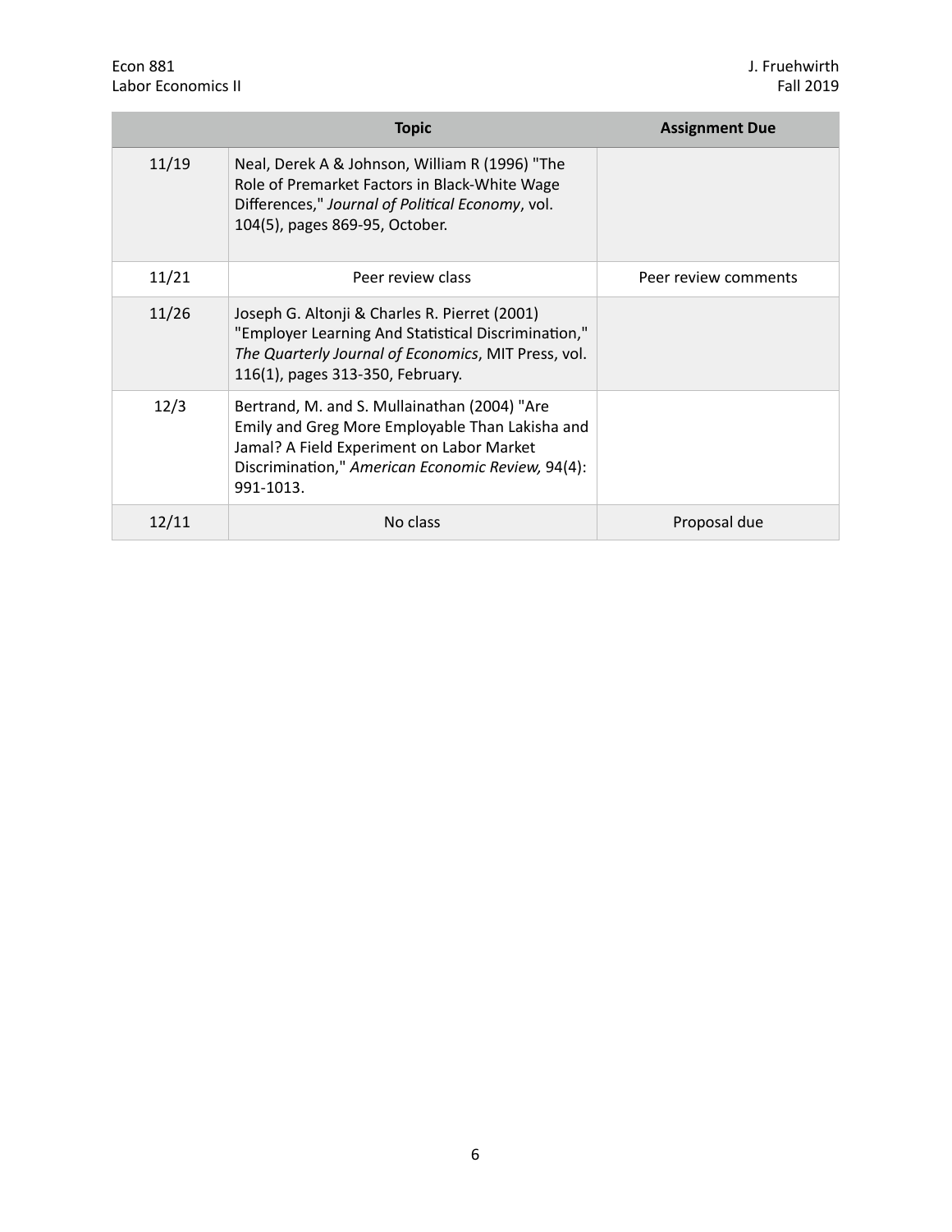| | Topic | Assignment Due |
|---|---|---|
| 11/19 | Neal, Derek A & Johnson, William R (1996) "The Role of Premarket Factors in Black-White Wage Differences," *Journal of Political Economy*, vol. 104(5), pages 869-95, October. | |
| 11/21 | Peer review class | Peer review comments |
| 11/26 | Joseph G. Altonji & Charles R. Pierret (2001) "Employer Learning And Statistical Discrimination," *The Quarterly Journal of Economics*, MIT Press, vol. 116(1), pages 313-350, February. | |
| 12/3 | Bertrand, M. and S. Mullainathan (2004) "Are Emily and Greg More Employable Than Lakisha and Jamal? A Field Experiment on Labor Market Discrimination," *American Economic Review,* 94(4): 991-1013. | |
| 12/11 | No class | Proposal due |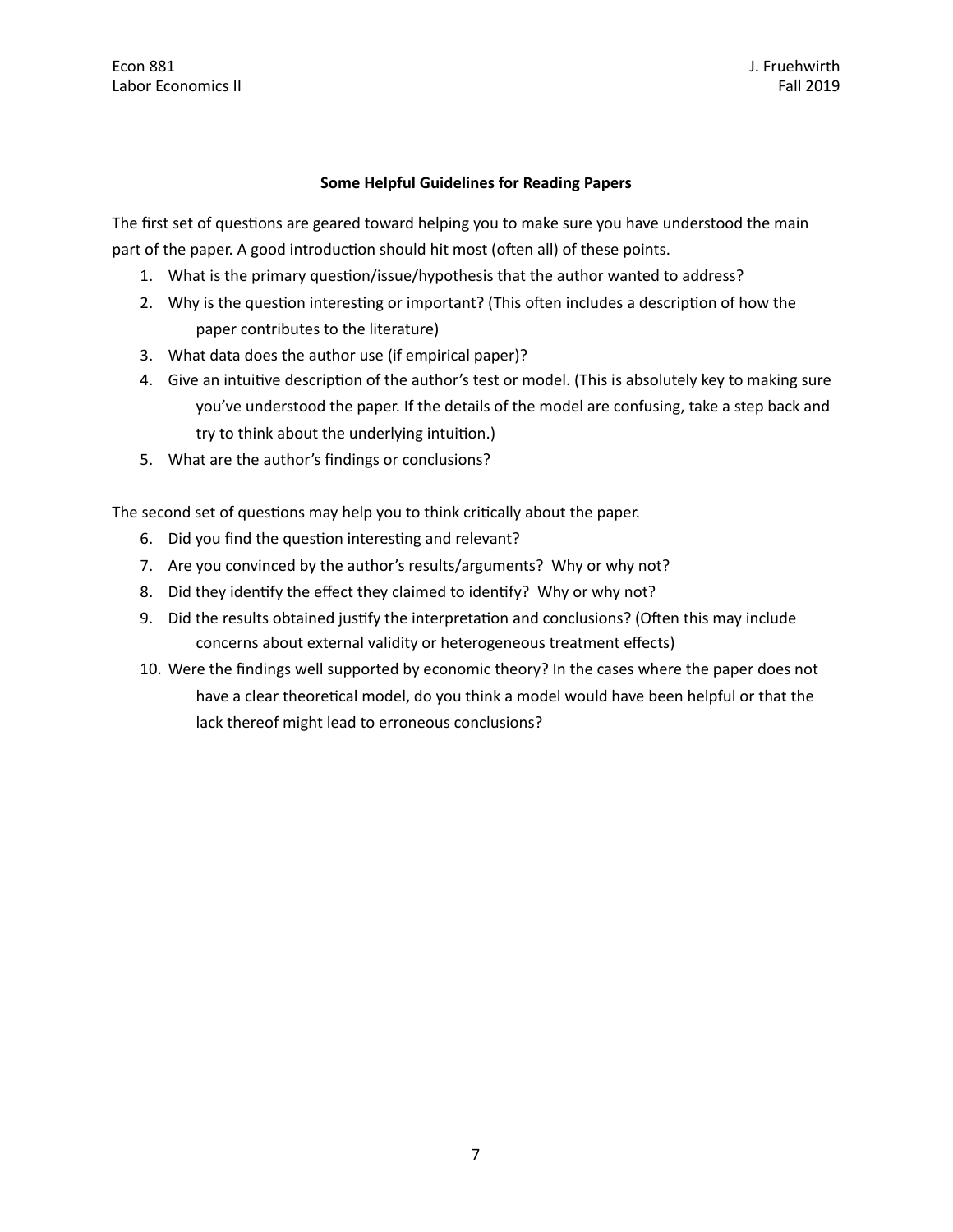## Some Helpful Guidelines for Reading Papers

The first set of questions are geared toward helping you to make sure you have understood the main part of the paper. A good introduction should hit most (often all) of these points.

1. What is the primary question/issue/hypothesis that the author wanted to address?
2. Why is the question interesting or important? (This often includes a description of how the paper contributes to the literature)
3. What data does the author use (if empirical paper)?
4. Give an intuitive description of the author's test or model. (This is absolutely key to making sure you've understood the paper. If the details of the model are confusing, take a step back and try to think about the underlying intuition.)
5. What are the author's findings or conclusions?

The second set of questions may help you to think critically about the paper.

6. Did you find the question interesting and relevant?
7. Are you convinced by the author's results/arguments? Why or why not?
8. Did they identify the effect they claimed to identify? Why or why not?
9. Did the results obtained justify the interpretation and conclusions? (Often this may include concerns about external validity or heterogeneous treatment effects)
10. Were the findings well supported by economic theory? In the cases where the paper does not have a clear theoretical model, do you think a model would have been helpful or that the lack thereof might lead to erroneous conclusions?